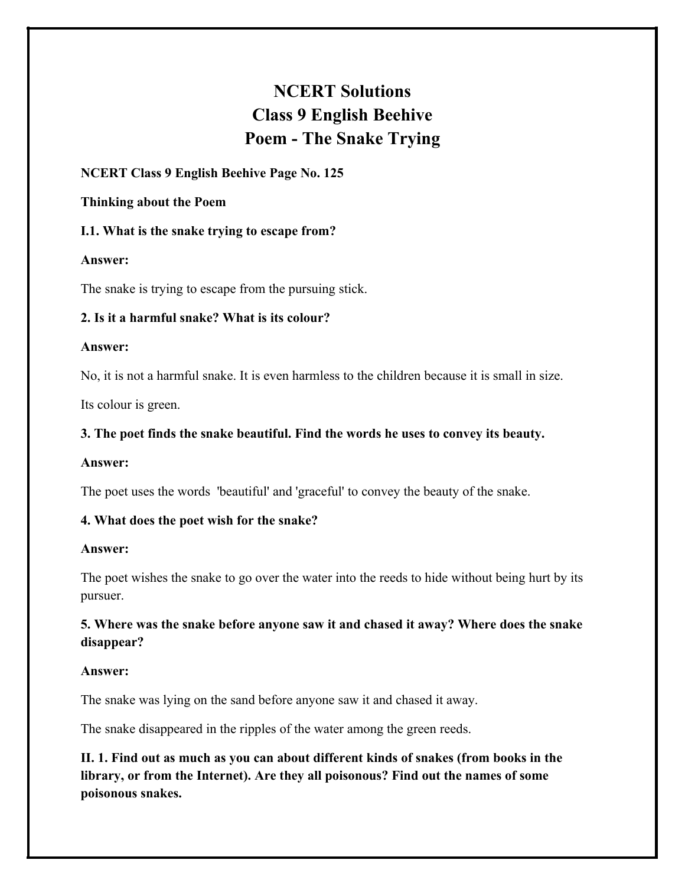# NCERT Solutions
# Class 9 English Beehive
# Poem - The Snake Trying

**NCERT Class 9 English Beehive Page No. 125**

**Thinking about the Poem**

**I.1. What is the snake trying to escape from?**

**Answer:**

The snake is trying to escape from the pursuing stick.

**2. Is it a harmful snake? What is its colour?**

**Answer:**

No, it is not a harmful snake. It is even harmless to the children because it is small in size.

Its colour is green.

**3. The poet finds the snake beautiful. Find the words he uses to convey its beauty.**

**Answer:**

The poet uses the words 'beautiful' and 'graceful' to convey the beauty of the snake.

**4. What does the poet wish for the snake?**

**Answer:**

The poet wishes the snake to go over the water into the reeds to hide without being hurt by its pursuer.

**5. Where was the snake before anyone saw it and chased it away? Where does the snake disappear?**

**Answer:**

The snake was lying on the sand before anyone saw it and chased it away.

The snake disappeared in the ripples of the water among the green reeds.

**II. 1. Find out as much as you can about different kinds of snakes (from books in the library, or from the Internet). Are they all poisonous? Find out the names of some poisonous snakes.**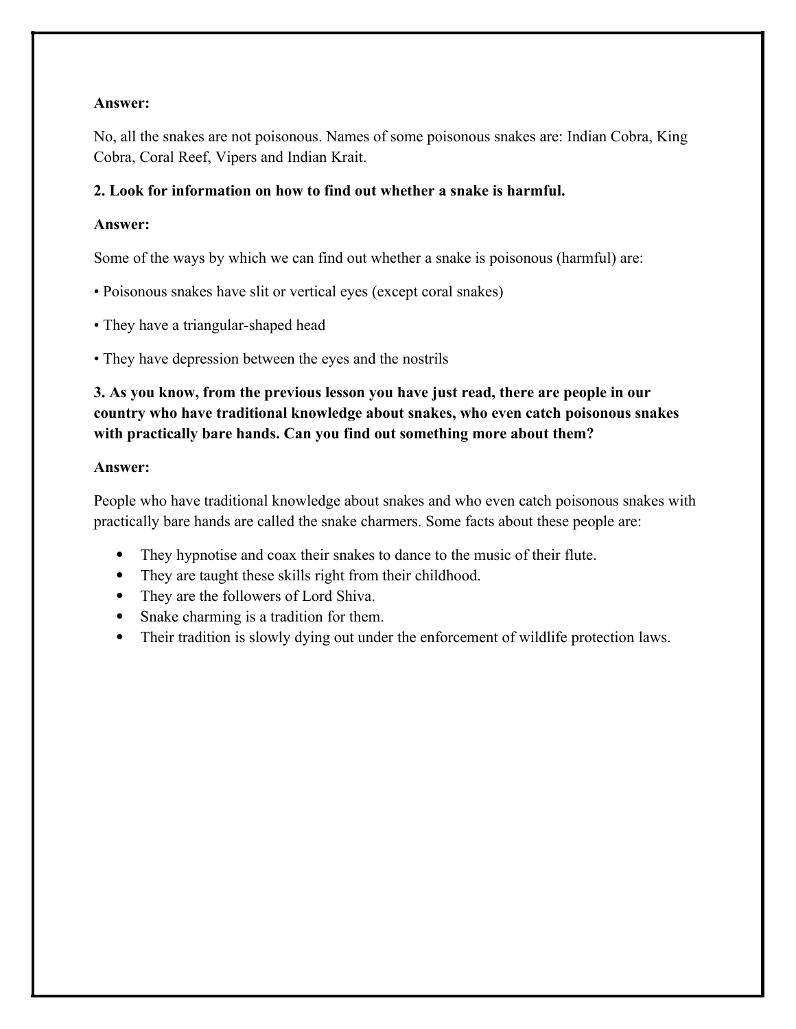**Answer:**

No, all the snakes are not poisonous. Names of some poisonous snakes are: Indian Cobra, King Cobra, Coral Reef, Vipers and Indian Krait.

**2. Look for information on how to find out whether a snake is harmful.**

**Answer:**

Some of the ways by which we can find out whether a snake is poisonous (harmful) are:

• Poisonous snakes have slit or vertical eyes (except coral snakes)

• They have a triangular-shaped head

• They have depression between the eyes and the nostrils

**3. As you know, from the previous lesson you have just read, there are people in our country who have traditional knowledge about snakes, who even catch poisonous snakes with practically bare hands. Can you find out something more about them?**

**Answer:**

People who have traditional knowledge about snakes and who even catch poisonous snakes with practically bare hands are called the snake charmers. Some facts about these people are:

- They hypnotise and coax their snakes to dance to the music of their flute.
- They are taught these skills right from their childhood.
- They are the followers of Lord Shiva.
- Snake charming is a tradition for them.
- Their tradition is slowly dying out under the enforcement of wildlife protection laws.